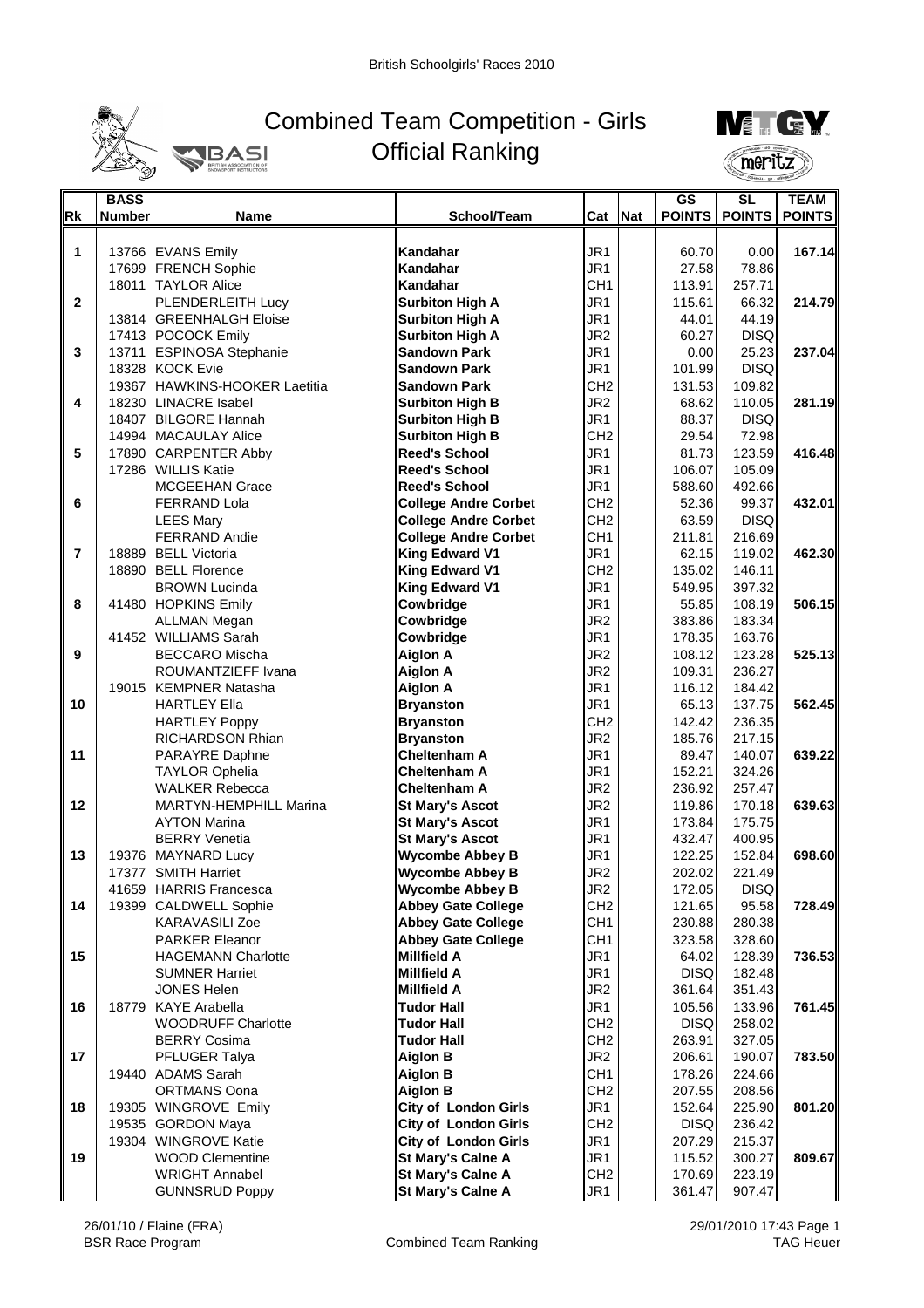British Schoolgirls' Races 2010

# Combined Team Competition - Girls
## Official Ranking

| Rk | BASS Number | Name | School/Team | Cat | Nat | GS POINTS | SL POINTS | TEAM POINTS |
|---|---|---|---|---|---|---|---|---|
| 1 | 13766 | EVANS Emily | **Kandahar** | JR1 | | 60.70 | 0.00 | **167.14** |
| | 17699 | FRENCH Sophie | **Kandahar** | JR1 | | 27.58 | 78.86 | |
| | 18011 | TAYLOR Alice | **Kandahar** | CH1 | | 113.91 | 257.71 | |
| 2 | | PLENDERLEITH Lucy | **Surbiton High A** | JR1 | | 115.61 | 66.32 | **214.79** |
| | 13814 | GREENHALGH Eloise | **Surbiton High A** | JR1 | | 44.01 | 44.19 | |
| | 17413 | POCOCK Emily | **Surbiton High A** | JR2 | | 60.27 | DISQ | |
| 3 | 13711 | ESPINOSA Stephanie | **Sandown Park** | JR1 | | 0.00 | 25.23 | **237.04** |
| | 18328 | KOCK Evie | **Sandown Park** | JR1 | | 101.99 | DISQ | |
| | 19367 | HAWKINS-HOOKER Laetitia | **Sandown Park** | CH2 | | 131.53 | 109.82 | |
| 4 | 18230 | LINACRE Isabel | **Surbiton High B** | JR2 | | 68.62 | 110.05 | **281.19** |
| | 18407 | BILGORE Hannah | **Surbiton High B** | JR1 | | 88.37 | DISQ | |
| | 14994 | MACAULAY Alice | **Surbiton High B** | CH2 | | 29.54 | 72.98 | |
| 5 | 17890 | CARPENTER Abby | **Reed's School** | JR1 | | 81.73 | 123.59 | **416.48** |
| | 17286 | WILLIS Katie | **Reed's School** | JR1 | | 106.07 | 105.09 | |
| | | MCGEEHAN Grace | **Reed's School** | JR1 | | 588.60 | 492.66 | |
| 6 | | FERRAND Lola | **College Andre Corbet** | CH2 | | 52.36 | 99.37 | **432.01** |
| | | LEES Mary | **College Andre Corbet** | CH2 | | 63.59 | DISQ | |
| | | FERRAND Andie | **College Andre Corbet** | CH1 | | 211.81 | 216.69 | |
| 7 | 18889 | BELL Victoria | **King Edward V1** | JR1 | | 62.15 | 119.02 | **462.30** |
| | 18890 | BELL Florence | **King Edward V1** | CH2 | | 135.02 | 146.11 | |
| | | BROWN Lucinda | **King Edward V1** | JR1 | | 549.95 | 397.32 | |
| 8 | 41480 | HOPKINS Emily | **Cowbridge** | JR1 | | 55.85 | 108.19 | **506.15** |
| | | ALLMAN Megan | **Cowbridge** | JR2 | | 383.86 | 183.34 | |
| | 41452 | WILLIAMS Sarah | **Cowbridge** | JR1 | | 178.35 | 163.76 | |
| 9 | | BECCARO Mischa | **Aiglon A** | JR2 | | 108.12 | 123.28 | **525.13** |
| | | ROUMANTZIEFF Ivana | **Aiglon A** | JR2 | | 109.31 | 236.27 | |
| | 19015 | KEMPNER Natasha | **Aiglon A** | JR1 | | 116.12 | 184.42 | |
| 10 | | HARTLEY Ella | **Bryanston** | JR1 | | 65.13 | 137.75 | **562.45** |
| | | HARTLEY Poppy | **Bryanston** | CH2 | | 142.42 | 236.35 | |
| | | RICHARDSON Rhian | **Bryanston** | JR2 | | 185.76 | 217.15 | |
| 11 | | PARAYRE Daphne | **Cheltenham A** | JR1 | | 89.47 | 140.07 | **639.22** |
| | | TAYLOR Ophelia | **Cheltenham A** | JR1 | | 152.21 | 324.26 | |
| | | WALKER Rebecca | **Cheltenham A** | JR2 | | 236.92 | 257.47 | |
| 12 | | MARTYN-HEMPHILL Marina | **St Mary's Ascot** | JR2 | | 119.86 | 170.18 | **639.63** |
| | | AYTON Marina | **St Mary's Ascot** | JR1 | | 173.84 | 175.75 | |
| | | BERRY Venetia | **St Mary's Ascot** | JR1 | | 432.47 | 400.95 | |
| 13 | 19376 | MAYNARD Lucy | **Wycombe Abbey B** | JR1 | | 122.25 | 152.84 | **698.60** |
| | 17377 | SMITH Harriet | **Wycombe Abbey B** | JR2 | | 202.02 | 221.49 | |
| | 41659 | HARRIS Francesca | **Wycombe Abbey B** | JR2 | | 172.05 | DISQ | |
| 14 | 19399 | CALDWELL Sophie | **Abbey Gate College** | CH2 | | 121.65 | 95.58 | **728.49** |
| | | KARAVASILI Zoe | **Abbey Gate College** | CH1 | | 230.88 | 280.38 | |
| | | PARKER Eleanor | **Abbey Gate College** | CH1 | | 323.58 | 328.60 | |
| 15 | | HAGEMANN Charlotte | **Millfield A** | JR1 | | 64.02 | 128.39 | **736.53** |
| | | SUMNER Harriet | **Millfield A** | JR1 | | DISQ | 182.48 | |
| | | JONES Helen | **Millfield A** | JR2 | | 361.64 | 351.43 | |
| 16 | 18779 | KAYE Arabella | **Tudor Hall** | JR1 | | 105.56 | 133.96 | **761.45** |
| | | WOODRUFF Charlotte | **Tudor Hall** | CH2 | | DISQ | 258.02 | |
| | | BERRY Cosima | **Tudor Hall** | CH2 | | 263.91 | 327.05 | |
| 17 | | PFLUGER Talya | **Aiglon B** | JR2 | | 206.61 | 190.07 | **783.50** |
| | 19440 | ADAMS Sarah | **Aiglon B** | CH1 | | 178.26 | 224.66 | |
| | | ORTMANS Oona | **Aiglon B** | CH2 | | 207.55 | 208.56 | |
| 18 | 19305 | WINGROVE Emily | **City of London Girls** | JR1 | | 152.64 | 225.90 | **801.20** |
| | 19535 | GORDON Maya | **City of London Girls** | CH2 | | DISQ | 236.42 | |
| | 19304 | WINGROVE Katie | **City of London Girls** | JR1 | | 207.29 | 215.37 | |
| 19 | | WOOD Clementine | **St Mary's Calne A** | JR1 | | 115.52 | 300.27 | **809.67** |
| | | WRIGHT Annabel | **St Mary's Calne A** | CH2 | | 170.69 | 223.19 | |
| | | GUNNSRUD Poppy | **St Mary's Calne A** | JR1 | | 361.47 | 907.47 | |

26/01/10 / Flaine (FRA) — BSR Race Program — Combined Team Ranking — 29/01/2010 17:43 — TAG Heuer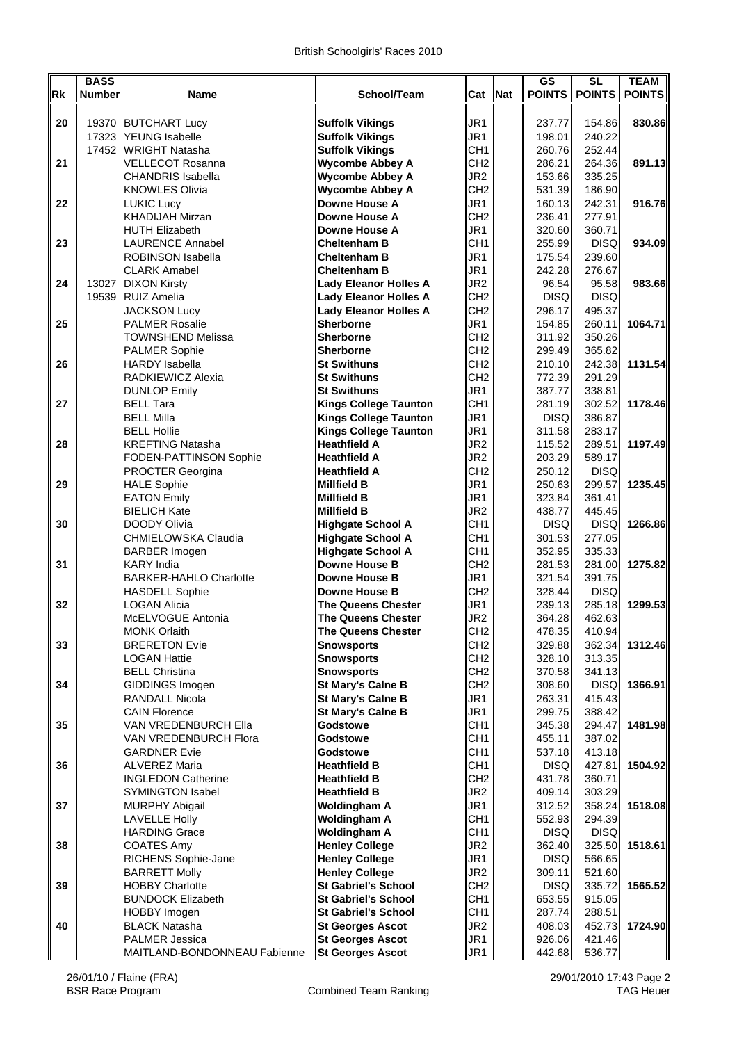British Schoolgirls' Races 2010

| Rk | BASS Number | Name | School/Team | Cat | Nat | GS POINTS | SL POINTS | TEAM POINTS |
|---|---|---|---|---|---|---|---|---|
| 20 | 19370 | BUTCHART Lucy | **Suffolk Vikings** | JR1 | | 237.77 | 154.86 | **830.86** |
| | 17323 | YEUNG Isabelle | **Suffolk Vikings** | JR1 | | 198.01 | 240.22 | |
| | 17452 | WRIGHT Natasha | **Suffolk Vikings** | CH1 | | 260.76 | 252.44 | |
| 21 | | VELLECOT Rosanna | **Wycombe Abbey A** | CH2 | | 286.21 | 264.36 | **891.13** |
| | | CHANDRIS Isabella | **Wycombe Abbey A** | JR2 | | 153.66 | 335.25 | |
| | | KNOWLES Olivia | **Wycombe Abbey A** | CH2 | | 531.39 | 186.90 | |
| 22 | | LUKIC Lucy | **Downe House A** | JR1 | | 160.13 | 242.31 | **916.76** |
| | | KHADIJAH Mirzan | **Downe House A** | CH2 | | 236.41 | 277.91 | |
| | | HUTH Elizabeth | **Downe House A** | JR1 | | 320.60 | 360.71 | |
| 23 | | LAURENCE Annabel | **Cheltenham B** | CH1 | | 255.99 | DISQ | **934.09** |
| | | ROBINSON Isabella | **Cheltenham B** | JR1 | | 175.54 | 239.60 | |
| | | CLARK Amabel | **Cheltenham B** | JR1 | | 242.28 | 276.67 | |
| 24 | 13027 | DIXON Kirsty | **Lady Eleanor Holles A** | JR2 | | 96.54 | 95.58 | **983.66** |
| | 19539 | RUIZ Amelia | **Lady Eleanor Holles A** | CH2 | | DISQ | DISQ | |
| | | JACKSON Lucy | **Lady Eleanor Holles A** | CH2 | | 296.17 | 495.37 | |
| 25 | | PALMER Rosalie | **Sherborne** | JR1 | | 154.85 | 260.11 | **1064.71** |
| | | TOWNSHEND Melissa | **Sherborne** | CH2 | | 311.92 | 350.26 | |
| | | PALMER Sophie | **Sherborne** | CH2 | | 299.49 | 365.82 | |
| 26 | | HARDY Isabella | **St Swithuns** | CH2 | | 210.10 | 242.38 | **1131.54** |
| | | RADKIEWICZ Alexia | **St Swithuns** | CH2 | | 772.39 | 291.29 | |
| | | DUNLOP Emily | **St Swithuns** | JR1 | | 387.77 | 338.81 | |
| 27 | | BELL Tara | **Kings College Taunton** | CH1 | | 281.19 | 302.52 | **1178.46** |
| | | BELL Milla | **Kings College Taunton** | JR1 | | DISQ | 386.87 | |
| | | BELL Hollie | **Kings College Taunton** | JR1 | | 311.58 | 283.17 | |
| 28 | | KREFTING Natasha | **Heathfield A** | JR2 | | 115.52 | 289.51 | **1197.49** |
| | | FODEN-PATTINSON Sophie | **Heathfield A** | JR2 | | 203.29 | 589.17 | |
| | | PROCTER Georgina | **Heathfield A** | CH2 | | 250.12 | DISQ | |
| 29 | | HALE Sophie | **Millfield B** | JR1 | | 250.63 | 299.57 | **1235.45** |
| | | EATON Emily | **Millfield B** | JR1 | | 323.84 | 361.41 | |
| | | BIELICH Kate | **Millfield B** | JR2 | | 438.77 | 445.45 | |
| 30 | | DOODY Olivia | **Highgate School A** | CH1 | | DISQ | DISQ | **1266.86** |
| | | CHMIELOWSKA Claudia | **Highgate School A** | CH1 | | 301.53 | 277.05 | |
| | | BARBER Imogen | **Highgate School A** | CH1 | | 352.95 | 335.33 | |
| 31 | | KARY India | **Downe House B** | CH2 | | 281.53 | 281.00 | **1275.82** |
| | | BARKER-HAHLO Charlotte | **Downe House B** | JR1 | | 321.54 | 391.75 | |
| | | HASDELL Sophie | **Downe House B** | CH2 | | 328.44 | DISQ | |
| 32 | | LOGAN Alicia | **The Queens Chester** | JR1 | | 239.13 | 285.18 | **1299.53** |
| | | McELVOGUE Antonia | **The Queens Chester** | JR2 | | 364.28 | 462.63 | |
| | | MONK Orlaith | **The Queens Chester** | CH2 | | 478.35 | 410.94 | |
| 33 | | BRERETON Evie | **Snowsports** | CH2 | | 329.88 | 362.34 | **1312.46** |
| | | LOGAN Hattie | **Snowsports** | CH2 | | 328.10 | 313.35 | |
| | | BELL Christina | **Snowsports** | CH2 | | 370.58 | 341.13 | |
| 34 | | GIDDINGS Imogen | **St Mary's Calne B** | CH2 | | 308.60 | DISQ | **1366.91** |
| | | RANDALL Nicola | **St Mary's Calne B** | JR1 | | 263.31 | 415.43 | |
| | | CAIN Florence | **St Mary's Calne B** | JR1 | | 299.75 | 388.42 | |
| 35 | | VAN VREDENBURCH Ella | **Godstowe** | CH1 | | 345.38 | 294.47 | **1481.98** |
| | | VAN VREDENBURCH Flora | **Godstowe** | CH1 | | 455.11 | 387.02 | |
| | | GARDNER Evie | **Godstowe** | CH1 | | 537.18 | 413.18 | |
| 36 | | ALVEREZ Maria | **Heathfield B** | CH1 | | DISQ | 427.81 | **1504.92** |
| | | INGLEDON Catherine | **Heathfield B** | CH2 | | 431.78 | 360.71 | |
| | | SYMINGTON Isabel | **Heathfield B** | JR2 | | 409.14 | 303.29 | |
| 37 | | MURPHY Abigail | **Woldingham A** | JR1 | | 312.52 | 358.24 | **1518.08** |
| | | LAVELLE Holly | **Woldingham A** | CH1 | | 552.93 | 294.39 | |
| | | HARDING Grace | **Woldingham A** | CH1 | | DISQ | DISQ | |
| 38 | | COATES Amy | **Henley College** | JR2 | | 362.40 | 325.50 | **1518.61** |
| | | RICHENS Sophie-Jane | **Henley College** | JR1 | | DISQ | 566.65 | |
| | | BARRETT Molly | **Henley College** | JR2 | | 309.11 | 521.60 | |
| 39 | | HOBBY Charlotte | **St Gabriel's School** | CH2 | | DISQ | 335.72 | **1565.52** |
| | | BUNDOCK Elizabeth | **St Gabriel's School** | CH1 | | 653.55 | 915.05 | |
| | | HOBBY Imogen | **St Gabriel's School** | CH1 | | 287.74 | 288.51 | |
| 40 | | BLACK Natasha | **St Georges Ascot** | JR2 | | 408.03 | 452.73 | **1724.90** |
| | | PALMER Jessica | **St Georges Ascot** | JR1 | | 926.06 | 421.46 | |
| | | MAITLAND-BONDONNEAU Fabienne | **St Georges Ascot** | JR1 | | 442.68 | 536.77 | |

26/01/10 / Flaine (FRA) — BSR Race Program — Combined Team Ranking — 29/01/2010 17:43 — TAG Heuer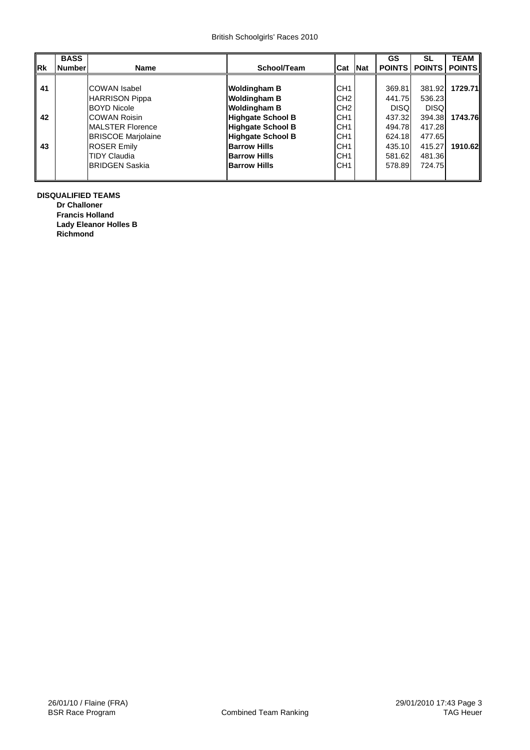| Rk | BASS Number | Name | School/Team | Cat | Nat | GS POINTS | SL POINTS | TEAM POINTS |
|---|---|---|---|---|---|---|---|---|
| **41** | | COWAN Isabel | **Woldingham B** | CH1 | | 369.81 | 381.92 | **1729.71** |
| | | HARRISON Pippa | **Woldingham B** | CH2 | | 441.75 | 536.23 | |
| | | BOYD Nicole | **Woldingham B** | CH2 | | DISQ | DISQ | |
| **42** | | COWAN Roisin | **Highgate School B** | CH1 | | 437.32 | 394.38 | **1743.76** |
| | | MALSTER Florence | **Highgate School B** | CH1 | | 494.78 | 417.28 | |
| | | BRISCOE Marjolaine | **Highgate School B** | CH1 | | 624.18 | 477.65 | |
| **43** | | ROSER Emily | **Barrow Hills** | CH1 | | 435.10 | 415.27 | **1910.62** |
| | | TIDY Claudia | **Barrow Hills** | CH1 | | 581.62 | 481.36 | |
| | | BRIDGEN Saskia | **Barrow Hills** | CH1 | | 578.89 | 724.75 | |

**DISQUALIFIED TEAMS**

**Dr Challoner**
**Francis Holland**
**Lady Eleanor Holles B**
**Richmond**